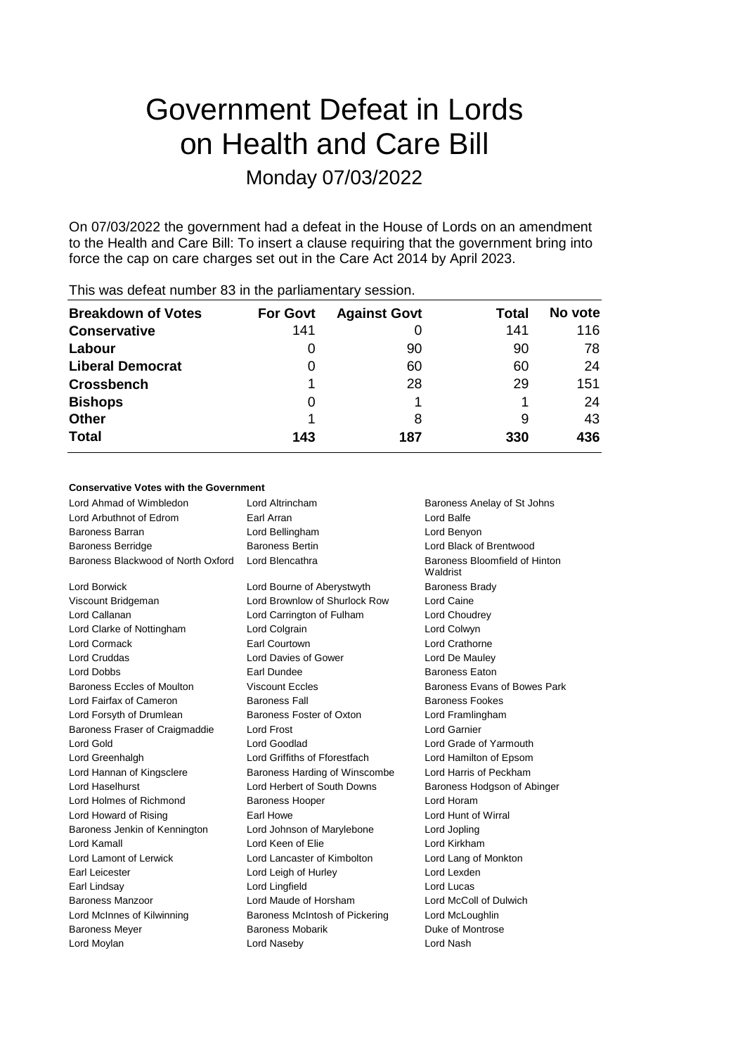# Government Defeat in Lords on Health and Care Bill

## Monday 07/03/2022

On 07/03/2022 the government had a defeat in the House of Lords on an amendment to the Health and Care Bill: To insert a clause requiring that the government bring into force the cap on care charges set out in the Care Act 2014 by April 2023.

This was defeat number 83 in the parliamentary session.

| Breakdown of Votes | For Govt | Against Govt | Total | No vote |
|---|---|---|---|---|
| Conservative | 141 | 0 | 141 | 116 |
| Labour | 0 | 90 | 90 | 78 |
| Liberal Democrat | 0 | 60 | 60 | 24 |
| Crossbench | 1 | 28 | 29 | 151 |
| Bishops | 0 | 1 | 1 | 24 |
| Other | 1 | 8 | 9 | 43 |
| **Total** | **143** | **187** | **330** | **436** |

### Conservative Votes with the Government

| | | |
|---|---|---|
| Lord Ahmad of Wimbledon | Lord Altrincham | Baroness Anelay of St Johns |
| Lord Arbuthnot of Edrom | Earl Arran | Lord Balfe |
| Baroness Barran | Lord Bellingham | Lord Benyon |
| Baroness Berridge | Baroness Bertin | Lord Black of Brentwood |
| Baroness Blackwood of North Oxford | Lord Blencathra | Baroness Bloomfield of Hinton Waldrist |
| Lord Borwick | Lord Bourne of Aberystwyth | Baroness Brady |
| Viscount Bridgeman | Lord Brownlow of Shurlock Row | Lord Caine |
| Lord Callanan | Lord Carrington of Fulham | Lord Choudrey |
| Lord Clarke of Nottingham | Lord Colgrain | Lord Colwyn |
| Lord Cormack | Earl Courtown | Lord Crathorne |
| Lord Cruddas | Lord Davies of Gower | Lord De Mauley |
| Lord Dobbs | Earl Dundee | Baroness Eaton |
| Baroness Eccles of Moulton | Viscount Eccles | Baroness Evans of Bowes Park |
| Lord Fairfax of Cameron | Baroness Fall | Baroness Fookes |
| Lord Forsyth of Drumlean | Baroness Foster of Oxton | Lord Framlingham |
| Baroness Fraser of Craigmaddie | Lord Frost | Lord Garnier |
| Lord Gold | Lord Goodlad | Lord Grade of Yarmouth |
| Lord Greenhalgh | Lord Griffiths of Fforestfach | Lord Hamilton of Epsom |
| Lord Hannan of Kingsclere | Baroness Harding of Winscombe | Lord Harris of Peckham |
| Lord Haselhurst | Lord Herbert of South Downs | Baroness Hodgson of Abinger |
| Lord Holmes of Richmond | Baroness Hooper | Lord Horam |
| Lord Howard of Rising | Earl Howe | Lord Hunt of Wirral |
| Baroness Jenkin of Kennington | Lord Johnson of Marylebone | Lord Jopling |
| Lord Kamall | Lord Keen of Elie | Lord Kirkham |
| Lord Lamont of Lerwick | Lord Lancaster of Kimbolton | Lord Lang of Monkton |
| Earl Leicester | Lord Leigh of Hurley | Lord Lexden |
| Earl Lindsay | Lord Lingfield | Lord Lucas |
| Baroness Manzoor | Lord Maude of Horsham | Lord McColl of Dulwich |
| Lord McInnes of Kilwinning | Baroness McIntosh of Pickering | Lord McLoughlin |
| Baroness Meyer | Baroness Mobarik | Duke of Montrose |
| Lord Moylan | Lord Naseby | Lord Nash |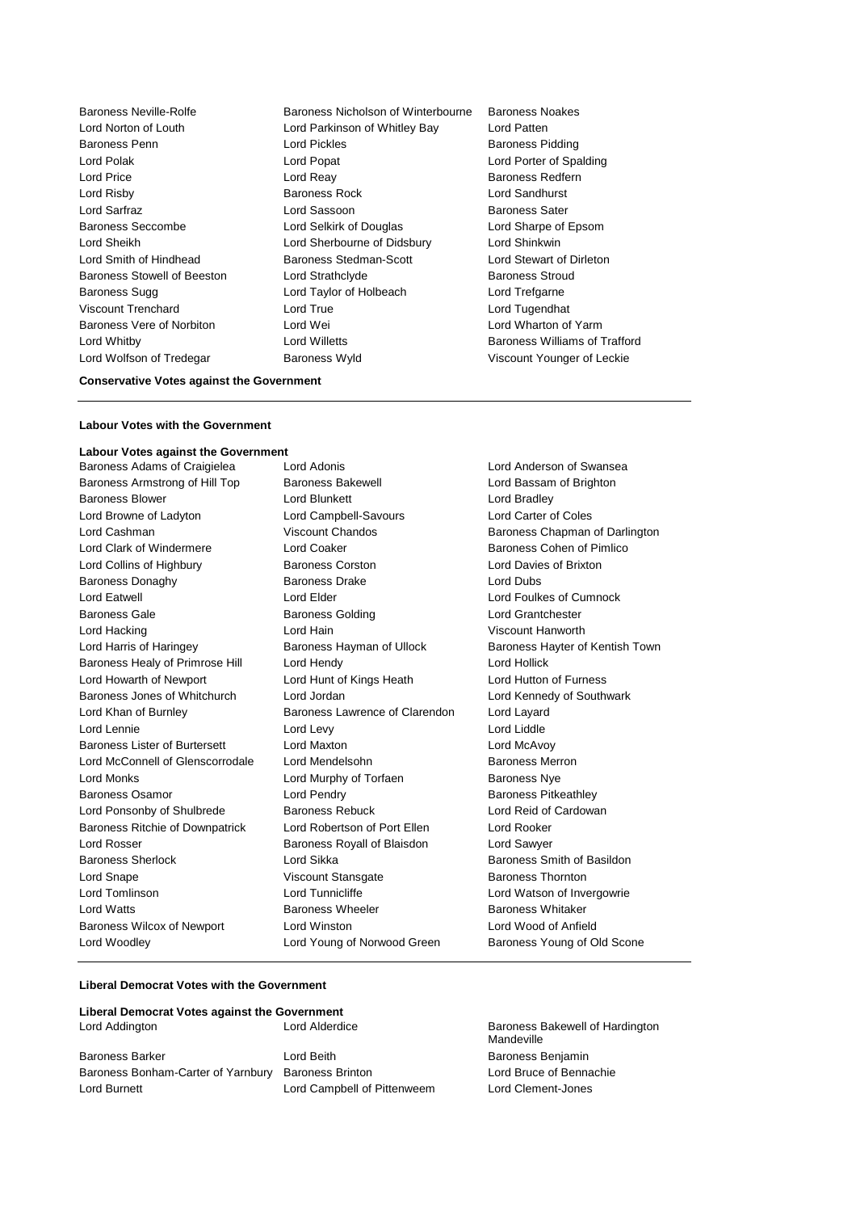Baroness Neville-Rolfe
Baroness Nicholson of Winterbourne
Baroness Noakes
Lord Norton of Louth
Lord Parkinson of Whitley Bay
Lord Patten
Baroness Penn
Lord Pickles
Baroness Pidding
Lord Polak
Lord Popat
Lord Porter of Spalding
Lord Price
Lord Reay
Baroness Redfern
Lord Risby
Baroness Rock
Lord Sandhurst
Lord Sarfraz
Lord Sassoon
Baroness Sater
Baroness Seccombe
Lord Selkirk of Douglas
Lord Sharpe of Epsom
Lord Sheikh
Lord Sherbourne of Didsbury
Lord Shinkwin
Lord Smith of Hindhead
Baroness Stedman-Scott
Lord Stewart of Dirleton
Baroness Stowell of Beeston
Lord Strathclyde
Baroness Stroud
Baroness Sugg
Lord Taylor of Holbeach
Lord Trefgarne
Viscount Trenchard
Lord True
Lord Tugendhat
Baroness Vere of Norbiton
Lord Wei
Lord Wharton of Yarm
Lord Whitby
Lord Willetts
Baroness Williams of Trafford
Lord Wolfson of Tredegar
Baroness Wyld
Viscount Younger of Leckie

**Conservative Votes against the Government**

---

**Labour Votes with the Government**

**Labour Votes against the Government**

Baroness Adams of Craigielea
Lord Adonis
Lord Anderson of Swansea
Baroness Armstrong of Hill Top
Baroness Bakewell
Lord Bassam of Brighton
Baroness Blower
Lord Blunkett
Lord Bradley
Lord Browne of Ladyton
Lord Campbell-Savours
Lord Carter of Coles
Lord Cashman
Viscount Chandos
Baroness Chapman of Darlington
Lord Clark of Windermere
Lord Coaker
Baroness Cohen of Pimlico
Lord Collins of Highbury
Baroness Corston
Lord Davies of Brixton
Baroness Donaghy
Baroness Drake
Lord Dubs
Lord Eatwell
Lord Elder
Lord Foulkes of Cumnock
Baroness Gale
Baroness Golding
Lord Grantchester
Lord Hacking
Lord Hain
Viscount Hanworth
Lord Harris of Haringey
Baroness Hayman of Ullock
Baroness Hayter of Kentish Town
Baroness Healy of Primrose Hill
Lord Hendy
Lord Hollick
Lord Howarth of Newport
Lord Hunt of Kings Heath
Lord Hutton of Furness
Baroness Jones of Whitchurch
Lord Jordan
Lord Kennedy of Southwark
Lord Khan of Burnley
Baroness Lawrence of Clarendon
Lord Layard
Lord Lennie
Lord Levy
Lord Liddle
Baroness Lister of Burtersett
Lord Maxton
Lord McAvoy
Lord McConnell of Glenscorrodale
Lord Mendelsohn
Baroness Merron
Lord Monks
Lord Murphy of Torfaen
Baroness Nye
Baroness Osamor
Lord Pendry
Baroness Pitkeathley
Lord Ponsonby of Shulbrede
Baroness Rebuck
Lord Reid of Cardowan
Baroness Ritchie of Downpatrick
Lord Robertson of Port Ellen
Lord Rooker
Lord Rosser
Baroness Royall of Blaisdon
Lord Sawyer
Baroness Sherlock
Lord Sikka
Baroness Smith of Basildon
Lord Snape
Viscount Stansgate
Baroness Thornton
Lord Tomlinson
Lord Tunnicliffe
Lord Watson of Invergowrie
Lord Watts
Baroness Wheeler
Baroness Whitaker
Baroness Wilcox of Newport
Lord Winston
Lord Wood of Anfield
Lord Woodley
Lord Young of Norwood Green
Baroness Young of Old Scone

---

**Liberal Democrat Votes with the Government**

**Liberal Democrat Votes against the Government**

Lord Addington
Lord Alderdice
Baroness Bakewell of Hardington Mandeville
Baroness Barker
Lord Beith
Baroness Benjamin
Baroness Bonham-Carter of Yarnbury
Baroness Brinton
Lord Bruce of Bennachie
Lord Burnett
Lord Campbell of Pittenweem
Lord Clement-Jones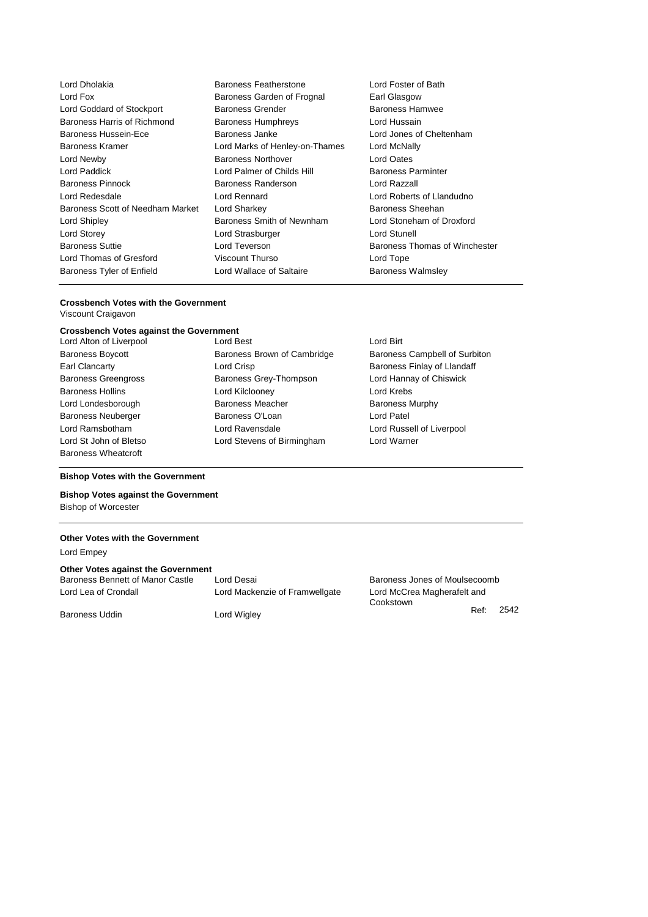Lord Dholakia
Baroness Featherstone
Lord Foster of Bath
Lord Fox
Baroness Garden of Frognal
Earl Glasgow
Lord Goddard of Stockport
Baroness Grender
Baroness Hamwee
Baroness Harris of Richmond
Baroness Humphreys
Lord Hussain
Baroness Hussein-Ece
Baroness Janke
Lord Jones of Cheltenham
Baroness Kramer
Lord Marks of Henley-on-Thames
Lord McNally
Lord Newby
Baroness Northover
Lord Oates
Lord Paddick
Lord Palmer of Childs Hill
Baroness Parminter
Baroness Pinnock
Baroness Randerson
Lord Razzall
Lord Redesdale
Lord Rennard
Lord Roberts of Llandudno
Baroness Scott of Needham Market
Lord Sharkey
Baroness Sheehan
Lord Shipley
Baroness Smith of Newnham
Lord Stoneham of Droxford
Lord Storey
Lord Strasburger
Lord Stunell
Baroness Suttie
Lord Teverson
Baroness Thomas of Winchester
Lord Thomas of Gresford
Viscount Thurso
Lord Tope
Baroness Tyler of Enfield
Lord Wallace of Saltaire
Baroness Walmsley

**Crossbench Votes with the Government**

Viscount Craigavon

**Crossbench Votes against the Government**

Lord Alton of Liverpool
Lord Best
Lord Birt
Baroness Boycott
Baroness Brown of Cambridge
Baroness Campbell of Surbiton
Earl Clancarty
Lord Crisp
Baroness Finlay of Llandaff
Baroness Greengross
Baroness Grey-Thompson
Lord Hannay of Chiswick
Baroness Hollins
Lord Kilclooney
Lord Krebs
Lord Londesborough
Baroness Meacher
Baroness Murphy
Baroness Neuberger
Baroness O'Loan
Lord Patel
Lord Ramsbotham
Lord Ravensdale
Lord Russell of Liverpool
Lord St John of Bletso
Lord Stevens of Birmingham
Lord Warner
Baroness Wheatcroft

**Bishop Votes with the Government**

**Bishop Votes against the Government**

Bishop of Worcester

**Other Votes with the Government**

Lord Empey

**Other Votes against the Government**

Baroness Bennett of Manor Castle
Lord Desai
Baroness Jones of Moulsecoomb
Lord Lea of Crondall
Lord Mackenzie of Framwellgate
Lord McCrea Magherafelt and Cookstown
Baroness Uddin
Lord Wigley

Ref: 2542